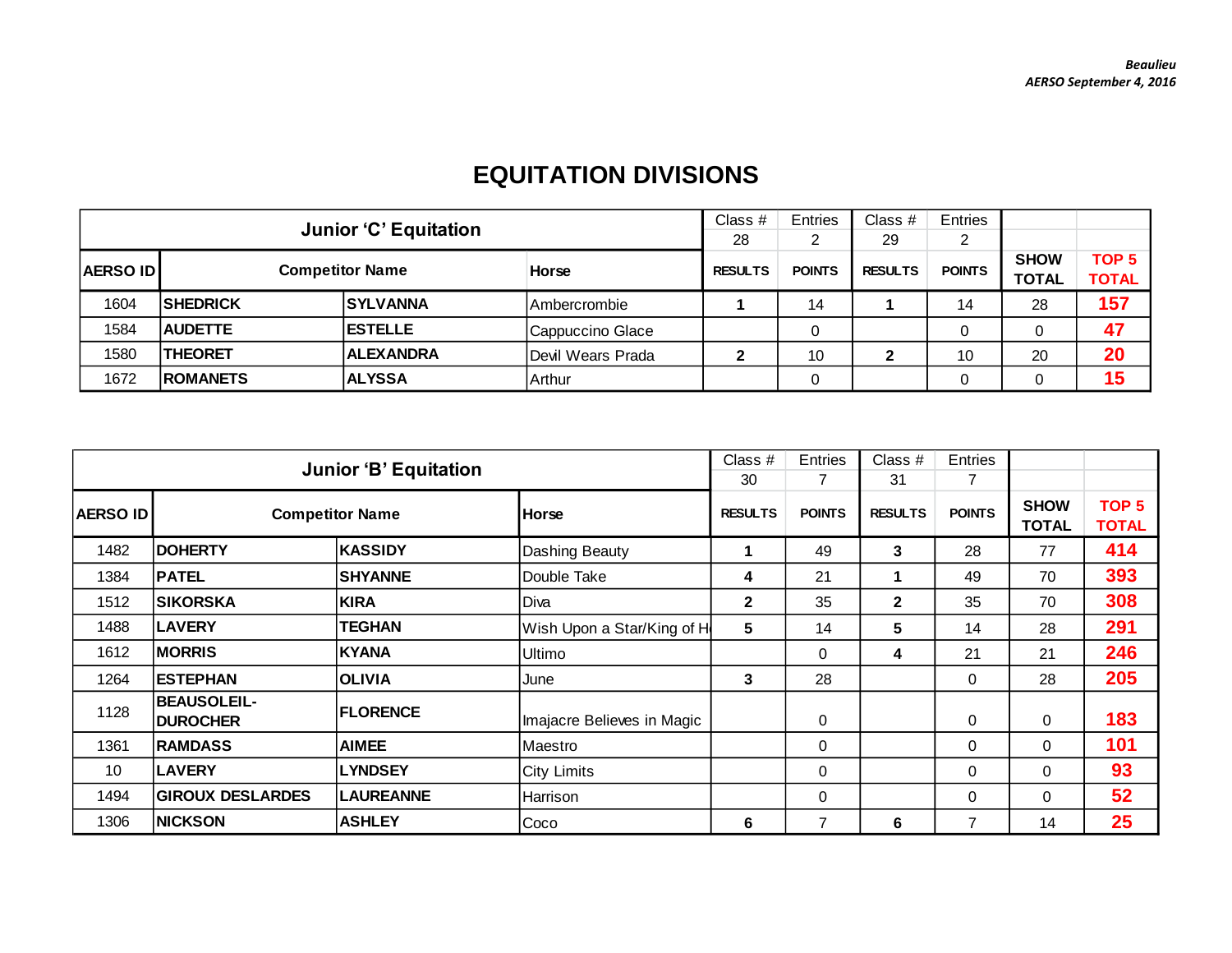*Beaulieu*
*AERSO September 4, 2016*

# EQUITATION DIVISIONS

| Junior 'C' Equitation | | | | Class # 28 | Entries 2 | Class # 29 | Entries 2 | | |
|---|---|---|---|---|---|---|---|---|---|
| AERSO ID | Competitor Name | | Horse | RESULTS | POINTS | RESULTS | POINTS | SHOW TOTAL | TOP 5 TOTAL |
| 1604 | SHEDRICK | SYLVANNA | Ambercrombie | 1 | 14 | 1 | 14 | 28 | 157 |
| 1584 | AUDETTE | ESTELLE | Cappuccino Glace | | 0 | | 0 | 0 | 47 |
| 1580 | THEORET | ALEXANDRA | Devil Wears Prada | 2 | 10 | 2 | 10 | 20 | 20 |
| 1672 | ROMANETS | ALYSSA | Arthur | | 0 | | 0 | 0 | 15 |

| Junior 'B' Equitation | | | | Class # 30 | Entries 7 | Class # 31 | Entries 7 | | |
|---|---|---|---|---|---|---|---|---|---|
| AERSO ID | Competitor Name | | Horse | RESULTS | POINTS | RESULTS | POINTS | SHOW TOTAL | TOP 5 TOTAL |
| 1482 | DOHERTY | KASSIDY | Dashing Beauty | 1 | 49 | 3 | 28 | 77 | 414 |
| 1384 | PATEL | SHYANNE | Double Take | 4 | 21 | 1 | 49 | 70 | 393 |
| 1512 | SIKORSKA | KIRA | Diva | 2 | 35 | 2 | 35 | 70 | 308 |
| 1488 | LAVERY | TEGHAN | Wish Upon a Star/King of H | 5 | 14 | 5 | 14 | 28 | 291 |
| 1612 | MORRIS | KYANA | Ultimo | | 0 | 4 | 21 | 21 | 246 |
| 1264 | ESTEPHAN | OLIVIA | June | 3 | 28 | | 0 | 28 | 205 |
| 1128 | BEAUSOLEIL-DUROCHER | FLORENCE | Imajacre Believes in Magic | | 0 | | 0 | 0 | 183 |
| 1361 | RAMDASS | AIMEE | Maestro | | 0 | | 0 | 0 | 101 |
| 10 | LAVERY | LYNDSEY | City Limits | | 0 | | 0 | 0 | 93 |
| 1494 | GIROUX DESLARDES | LAUREANNE | Harrison | | 0 | | 0 | 0 | 52 |
| 1306 | NICKSON | ASHLEY | Coco | 6 | 7 | 6 | 7 | 14 | 25 |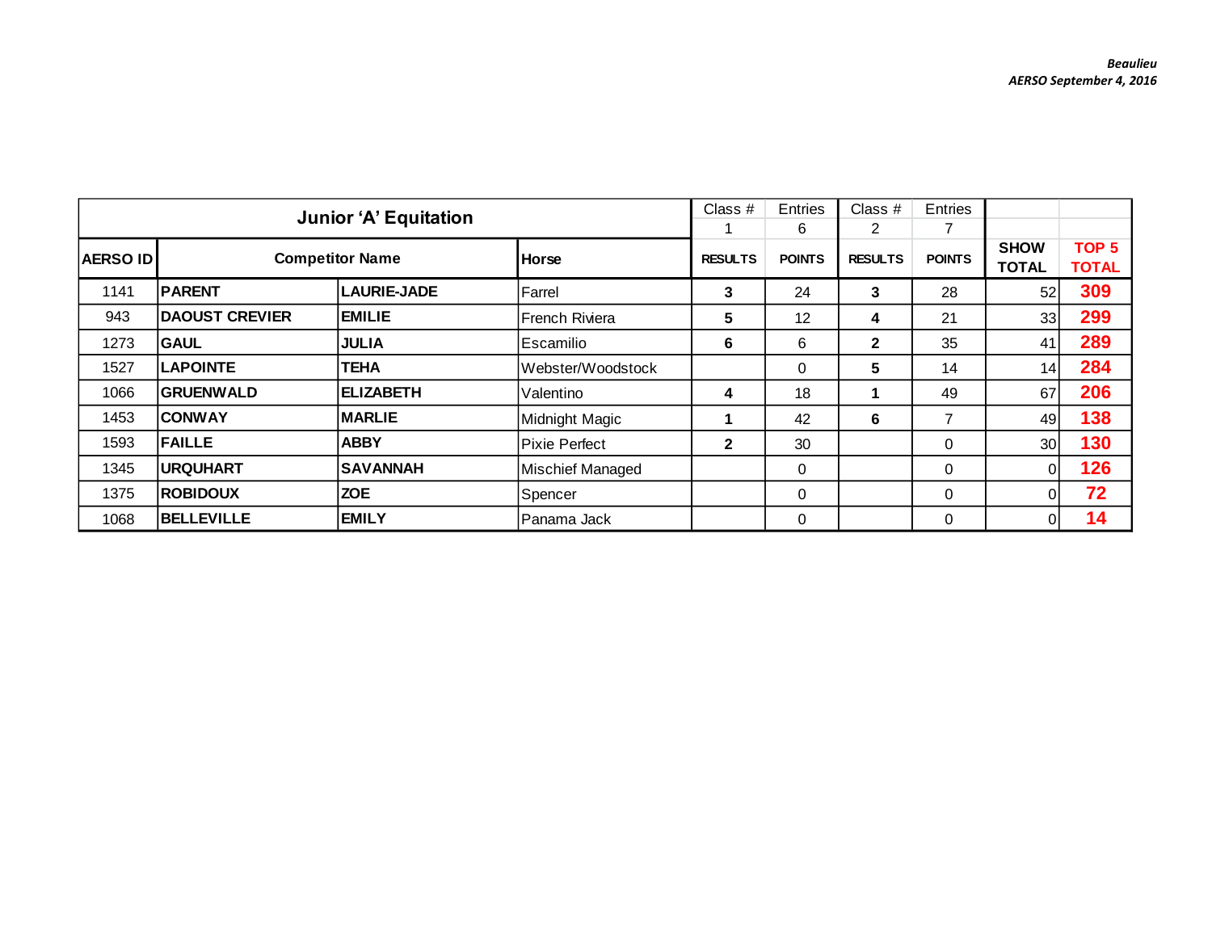Beaulieu
AERSO September 4, 2016

| Junior 'A' Equitation | | | | Class # 1 | Entries 6 | Class # 2 | Entries 7 | | |
|---|---|---|---|---|---|---|---|---|---|
| AERSO ID | Competitor Name | | Horse | RESULTS | POINTS | RESULTS | POINTS | SHOW TOTAL | TOP 5 TOTAL |
| 1141 | PARENT | LAURIE-JADE | Farrel | 3 | 24 | 3 | 28 | 52 | 309 |
| 943 | DAOUST CREVIER | EMILIE | French Riviera | 5 | 12 | 4 | 21 | 33 | 299 |
| 1273 | GAUL | JULIA | Escamilio | 6 | 6 | 2 | 35 | 41 | 289 |
| 1527 | LAPOINTE | TEHA | Webster/Woodstock | | 0 | 5 | 14 | 14 | 284 |
| 1066 | GRUENWALD | ELIZABETH | Valentino | 4 | 18 | 1 | 49 | 67 | 206 |
| 1453 | CONWAY | MARLIE | Midnight Magic | 1 | 42 | 6 | 7 | 49 | 138 |
| 1593 | FAILLE | ABBY | Pixie Perfect | 2 | 30 | | 0 | 30 | 130 |
| 1345 | URQUHART | SAVANNAH | Mischief Managed | | 0 | | 0 | 0 | 126 |
| 1375 | ROBIDOUX | ZOE | Spencer | | 0 | | 0 | 0 | 72 |
| 1068 | BELLEVILLE | EMILY | Panama Jack | | 0 | | 0 | 0 | 14 |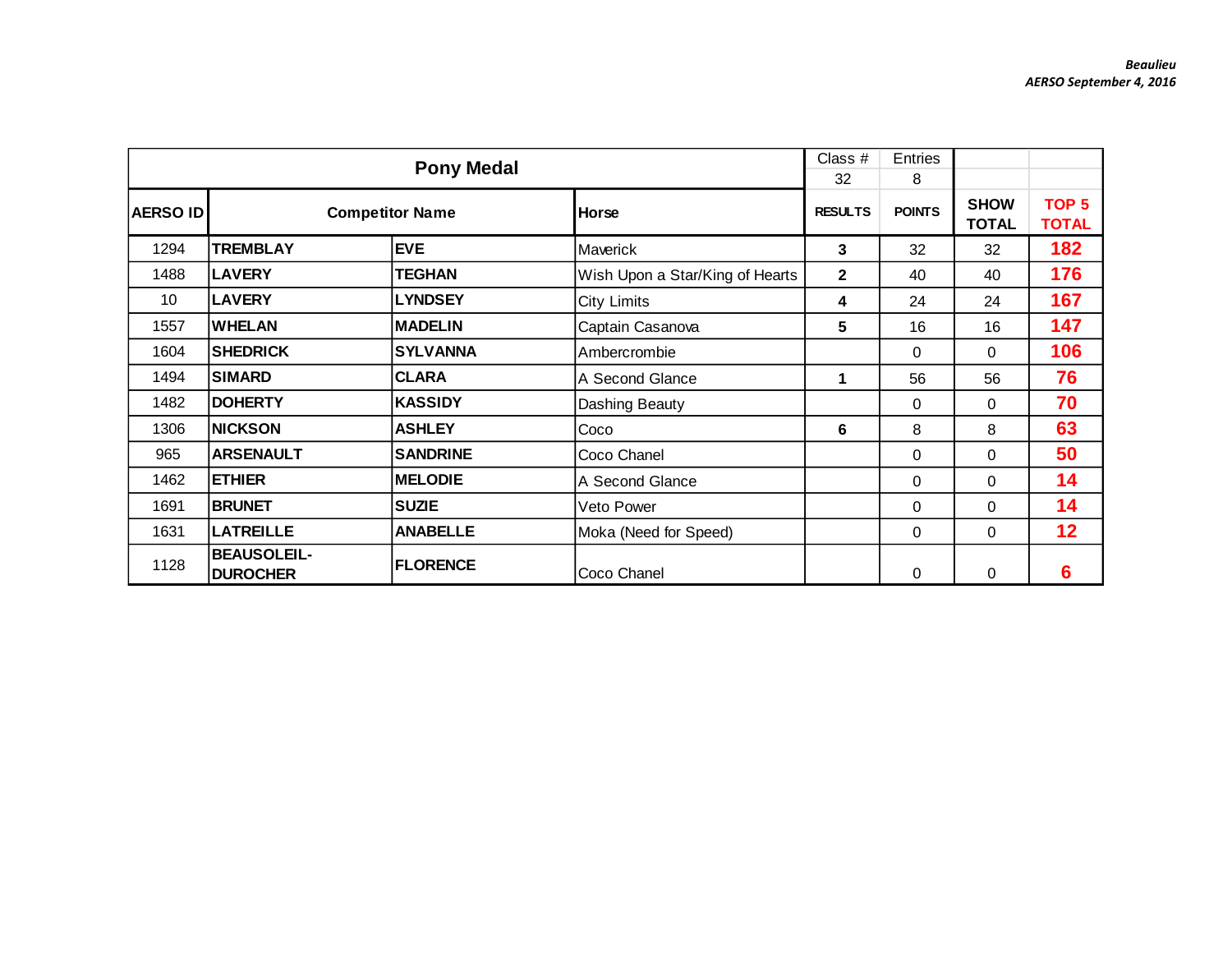| Pony Medal | | | | Class # | Entries | | |
|---|---|---|---|---|---|---|---|
| | | | | 32 | 8 | | |
| AERSO ID | Competitor Name | | Horse | RESULTS | POINTS | SHOW TOTAL | TOP 5 TOTAL |
| 1294 | TREMBLAY | EVE | Maverick | 3 | 32 | 32 | 182 |
| 1488 | LAVERY | TEGHAN | Wish Upon a Star/King of Hearts | 2 | 40 | 40 | 176 |
| 10 | LAVERY | LYNDSEY | City Limits | 4 | 24 | 24 | 167 |
| 1557 | WHELAN | MADELIN | Captain Casanova | 5 | 16 | 16 | 147 |
| 1604 | SHEDRICK | SYLVANNA | Ambercrombie | | 0 | 0 | 106 |
| 1494 | SIMARD | CLARA | A Second Glance | 1 | 56 | 56 | 76 |
| 1482 | DOHERTY | KASSIDY | Dashing Beauty | | 0 | 0 | 70 |
| 1306 | NICKSON | ASHLEY | Coco | 6 | 8 | 8 | 63 |
| 965 | ARSENAULT | SANDRINE | Coco Chanel | | 0 | 0 | 50 |
| 1462 | ETHIER | MELODIE | A Second Glance | | 0 | 0 | 14 |
| 1691 | BRUNET | SUZIE | Veto Power | | 0 | 0 | 14 |
| 1631 | LATREILLE | ANABELLE | Moka (Need for Speed) | | 0 | 0 | 12 |
| 1128 | BEAUSOLEIL-DUROCHER | FLORENCE | Coco Chanel | | 0 | 0 | 6 |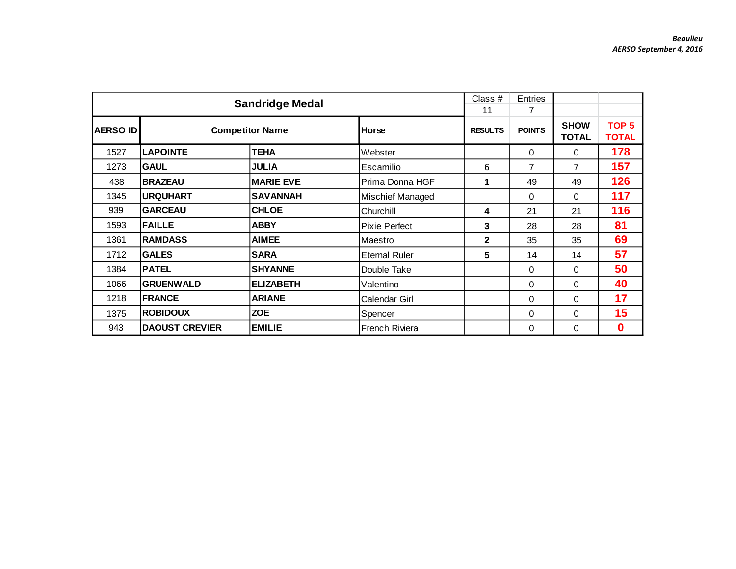*Beaulieu*
*AERSO September 4, 2016*

| Sandridge Medal | | | | Class # | Entries | | |
|---|---|---|---|---|---|---|---|
| | | | | 11 | 7 | | |
| **AERSO ID** | **Competitor Name** | | **Horse** | **RESULTS** | **POINTS** | **SHOW TOTAL** | **TOP 5 TOTAL** |
| 1527 | **LAPOINTE** | **TEHA** | Webster | | 0 | 0 | **178** |
| 1273 | **GAUL** | **JULIA** | Escamilio | 6 | 7 | 7 | **157** |
| 438 | **BRAZEAU** | **MARIE EVE** | Prima Donna HGF | **1** | 49 | 49 | **126** |
| 1345 | **URQUHART** | **SAVANNAH** | Mischief Managed | | 0 | 0 | **117** |
| 939 | **GARCEAU** | **CHLOE** | Churchill | **4** | 21 | 21 | **116** |
| 1593 | **FAILLE** | **ABBY** | Pixie Perfect | **3** | 28 | 28 | **81** |
| 1361 | **RAMDASS** | **AIMEE** | Maestro | **2** | 35 | 35 | **69** |
| 1712 | **GALES** | **SARA** | Eternal Ruler | **5** | 14 | 14 | **57** |
| 1384 | **PATEL** | **SHYANNE** | Double Take | | 0 | 0 | **50** |
| 1066 | **GRUENWALD** | **ELIZABETH** | Valentino | | 0 | 0 | **40** |
| 1218 | **FRANCE** | **ARIANE** | Calendar Girl | | 0 | 0 | **17** |
| 1375 | **ROBIDOUX** | **ZOE** | Spencer | | 0 | 0 | **15** |
| 943 | **DAOUST CREVIER** | **EMILIE** | French Riviera | | 0 | 0 | **0** |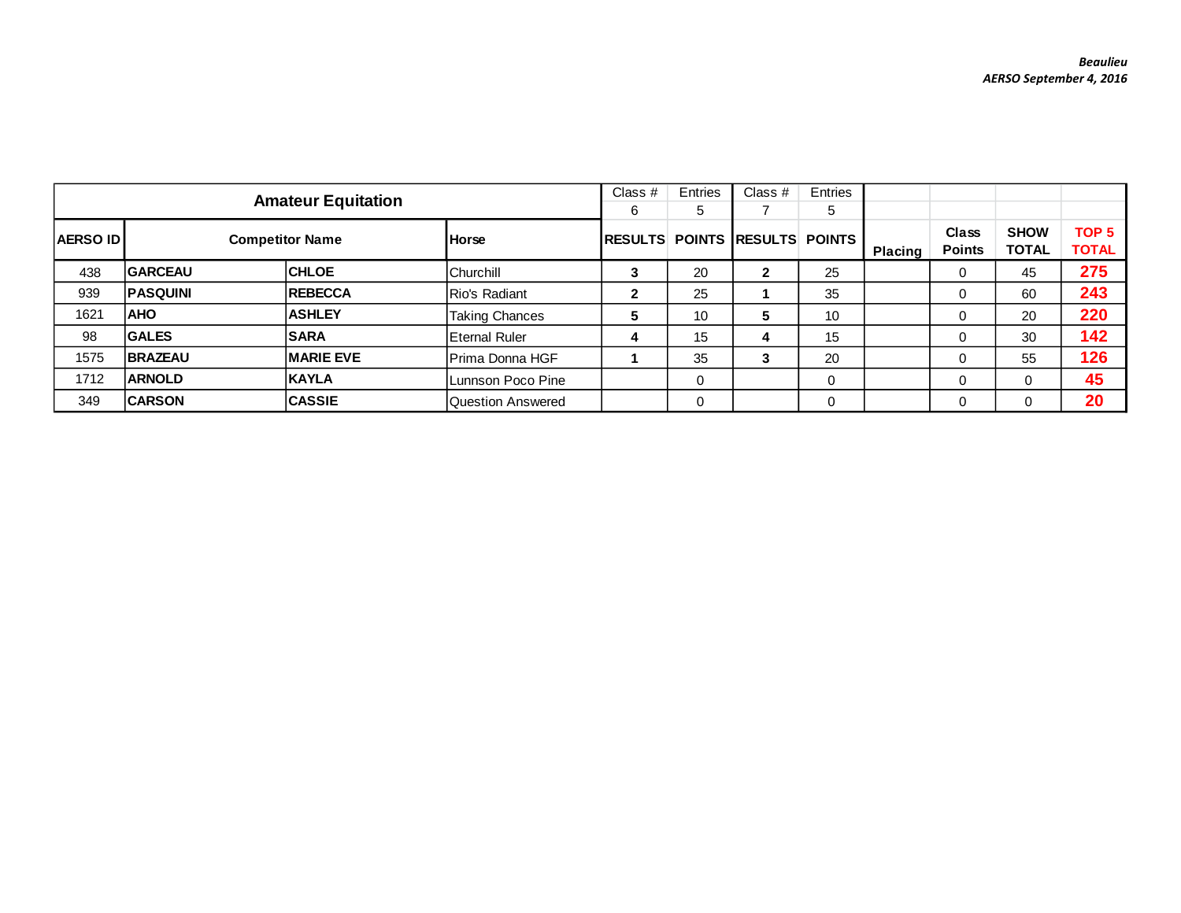*Beaulieu*
*AERSO September 4, 2016*

| Amateur Equitation | | | | Class # 6 | Entries 5 | Class # 7 | Entries 5 | | | | |
|---|---|---|---|---|---|---|---|---|---|---|---|
| **AERSO ID** | **Competitor Name** | | **Horse** | **RESULTS** | **POINTS** | **RESULTS** | **POINTS** | **Placing** | **Class Points** | **SHOW TOTAL** | **TOP 5 TOTAL** |
| 438 | **GARCEAU** | **CHLOE** | Churchill | **3** | 20 | **2** | 25 | | 0 | 45 | **275** |
| 939 | **PASQUINI** | **REBECCA** | Rio's Radiant | **2** | 25 | **1** | 35 | | 0 | 60 | **243** |
| 1621 | **AHO** | **ASHLEY** | Taking Chances | **5** | 10 | **5** | 10 | | 0 | 20 | **220** |
| 98 | **GALES** | **SARA** | Eternal Ruler | **4** | 15 | **4** | 15 | | 0 | 30 | **142** |
| 1575 | **BRAZEAU** | **MARIE EVE** | Prima Donna HGF | **1** | 35 | **3** | 20 | | 0 | 55 | **126** |
| 1712 | **ARNOLD** | **KAYLA** | Lunnson Poco Pine | | 0 | | 0 | | 0 | 0 | **45** |
| 349 | **CARSON** | **CASSIE** | Question Answered | | 0 | | 0 | | 0 | 0 | **20** |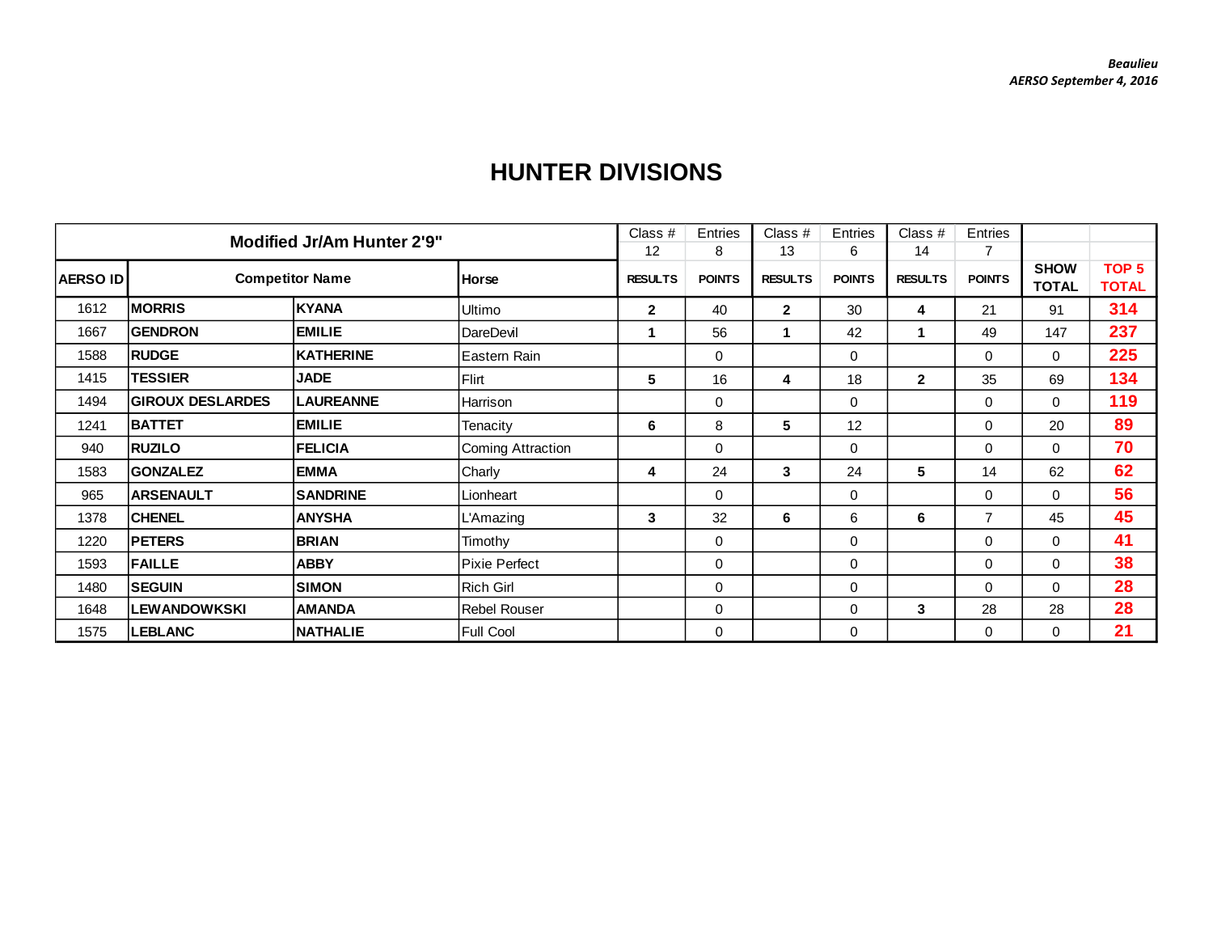Beaulieu
AERSO September 4, 2016

# HUNTER DIVISIONS

| Modified Jr/Am Hunter 2'9" | | | | Class # 12 | Entries 8 | Class # 13 | Entries 6 | Class # 14 | Entries 7 | | |
|---|---|---|---|---|---|---|---|---|---|---|---|
| AERSO ID | Competitor Name | | Horse | RESULTS | POINTS | RESULTS | POINTS | RESULTS | POINTS | SHOW TOTAL | TOP 5 TOTAL |
| 1612 | MORRIS | KYANA | Ultimo | 2 | 40 | 2 | 30 | 4 | 21 | 91 | 314 |
| 1667 | GENDRON | EMILIE | DareDevil | 1 | 56 | 1 | 42 | 1 | 49 | 147 | 237 |
| 1588 | RUDGE | KATHERINE | Eastern Rain | | 0 | | 0 | | 0 | 0 | 225 |
| 1415 | TESSIER | JADE | Flirt | 5 | 16 | 4 | 18 | 2 | 35 | 69 | 134 |
| 1494 | GIROUX DESLARDES | LAUREANNE | Harrison | | 0 | | 0 | | 0 | 0 | 119 |
| 1241 | BATTET | EMILIE | Tenacity | 6 | 8 | 5 | 12 | | 0 | 20 | 89 |
| 940 | RUZILO | FELICIA | Coming Attraction | | 0 | | 0 | | 0 | 0 | 70 |
| 1583 | GONZALEZ | EMMA | Charly | 4 | 24 | 3 | 24 | 5 | 14 | 62 | 62 |
| 965 | ARSENAULT | SANDRINE | Lionheart | | 0 | | 0 | | 0 | 0 | 56 |
| 1378 | CHENEL | ANYSHA | L'Amazing | 3 | 32 | 6 | 6 | 6 | 7 | 45 | 45 |
| 1220 | PETERS | BRIAN | Timothy | | 0 | | 0 | | 0 | 0 | 41 |
| 1593 | FAILLE | ABBY | Pixie Perfect | | 0 | | 0 | | 0 | 0 | 38 |
| 1480 | SEGUIN | SIMON | Rich Girl | | 0 | | 0 | | 0 | 0 | 28 |
| 1648 | LEWANDOWKSKI | AMANDA | Rebel Rouser | | 0 | | 0 | 3 | 28 | 28 | 28 |
| 1575 | LEBLANC | NATHALIE | Full Cool | | 0 | | 0 | | 0 | 0 | 21 |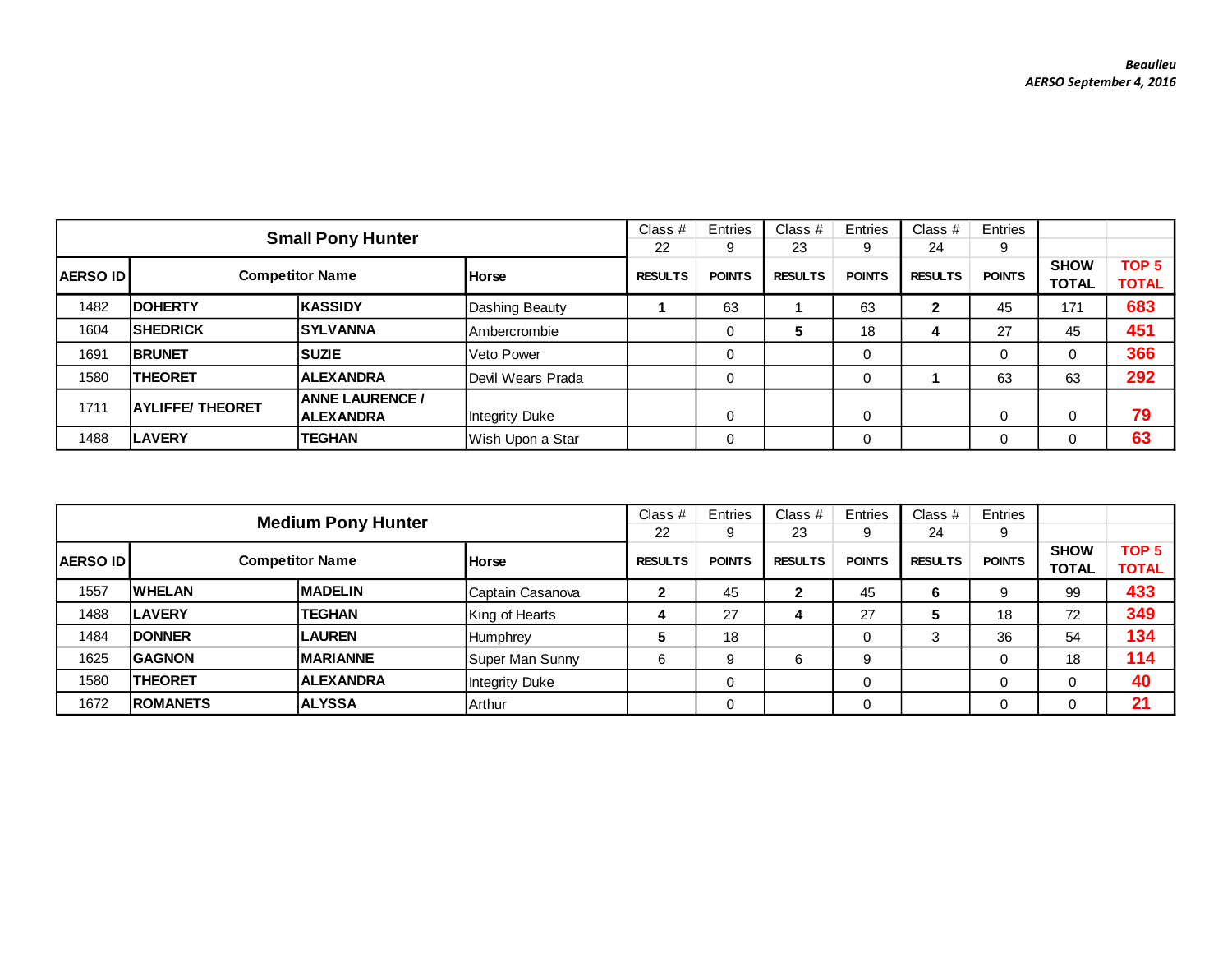*Beaulieu*
*AERSO September 4, 2016*

| Small Pony Hunter | | | | Class # 22 | Entries 9 | Class # 23 | Entries 9 | Class # 24 | Entries 9 | | |
|---|---|---|---|---|---|---|---|---|---|---|---|
| AERSO ID | Competitor Name | | Horse | RESULTS | POINTS | RESULTS | POINTS | RESULTS | POINTS | SHOW TOTAL | TOP 5 TOTAL |
| 1482 | DOHERTY | KASSIDY | Dashing Beauty | 1 | 63 | 1 | 63 | 2 | 45 | 171 | 683 |
| 1604 | SHEDRICK | SYLVANNA | Ambercrombie | | 0 | 5 | 18 | 4 | 27 | 45 | 451 |
| 1691 | BRUNET | SUZIE | Veto Power | | 0 | | 0 | | 0 | 0 | 366 |
| 1580 | THEORET | ALEXANDRA | Devil Wears Prada | | 0 | | 0 | 1 | 63 | 63 | 292 |
| 1711 | AYLIFFE/ THEORET | ANNE LAURENCE / ALEXANDRA | Integrity Duke | | 0 | | 0 | | 0 | 0 | 79 |
| 1488 | LAVERY | TEGHAN | Wish Upon a Star | | 0 | | 0 | | 0 | 0 | 63 |

| Medium Pony Hunter | | | | Class # 22 | Entries 9 | Class # 23 | Entries 9 | Class # 24 | Entries 9 | | |
|---|---|---|---|---|---|---|---|---|---|---|---|
| AERSO ID | Competitor Name | | Horse | RESULTS | POINTS | RESULTS | POINTS | RESULTS | POINTS | SHOW TOTAL | TOP 5 TOTAL |
| 1557 | WHELAN | MADELIN | Captain Casanova | 2 | 45 | 2 | 45 | 6 | 9 | 99 | 433 |
| 1488 | LAVERY | TEGHAN | King of Hearts | 4 | 27 | 4 | 27 | 5 | 18 | 72 | 349 |
| 1484 | DONNER | LAUREN | Humphrey | 5 | 18 | | 0 | 3 | 36 | 54 | 134 |
| 1625 | GAGNON | MARIANNE | Super Man Sunny | 6 | 9 | 6 | 9 | | 0 | 18 | 114 |
| 1580 | THEORET | ALEXANDRA | Integrity Duke | | 0 | | 0 | | 0 | 0 | 40 |
| 1672 | ROMANETS | ALYSSA | Arthur | | 0 | | 0 | | 0 | 0 | 21 |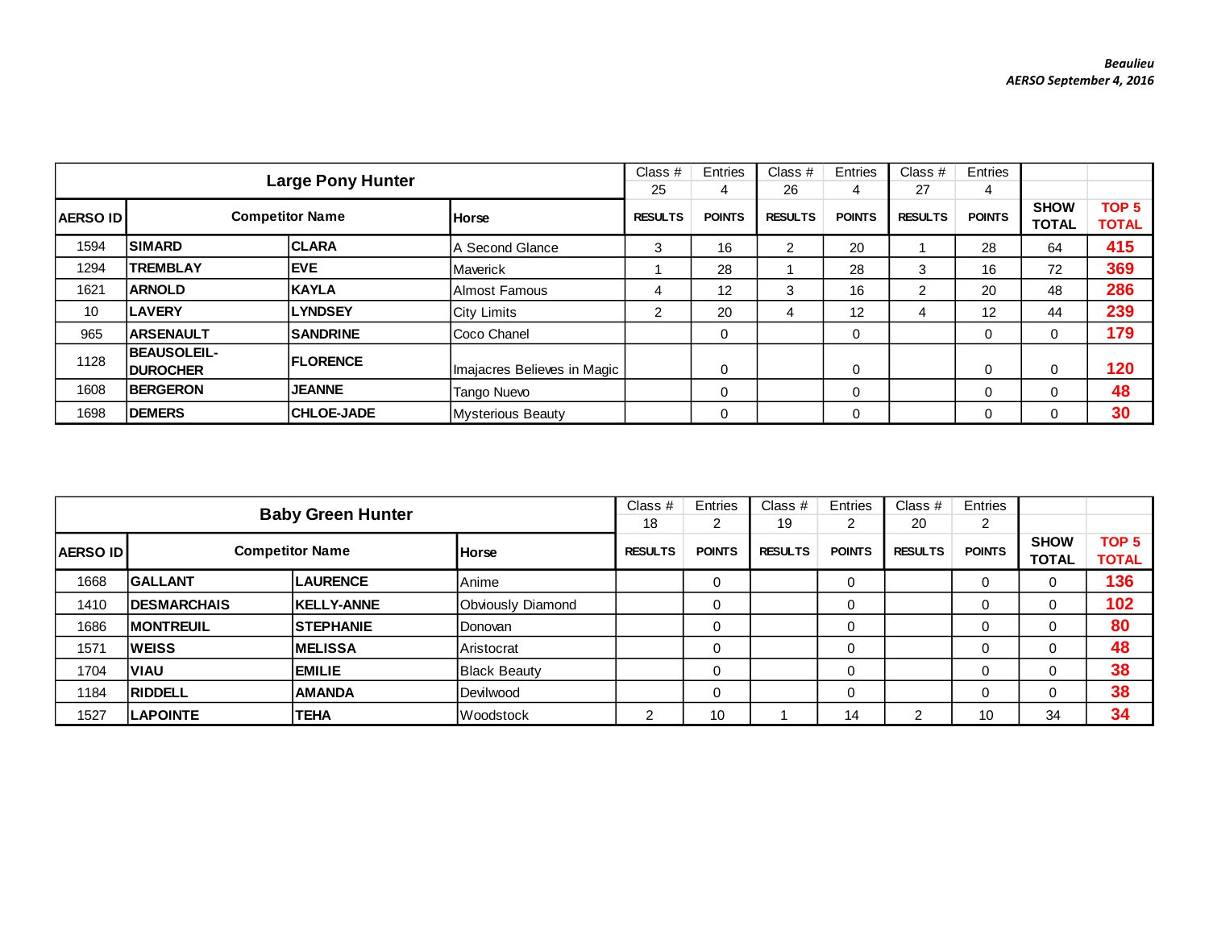*Beaulieu*
*AERSO September 4, 2016*

| Large Pony Hunter | | | | Class # 25 | Entries 4 | Class # 26 | Entries 4 | Class # 27 | Entries 4 | | |
|---|---|---|---|---|---|---|---|---|---|---|---|
| **AERSO ID** | **Competitor Name** | | **Horse** | **RESULTS** | **POINTS** | **RESULTS** | **POINTS** | **RESULTS** | **POINTS** | **SHOW TOTAL** | **TOP 5 TOTAL** |
| 1594 | **SIMARD** | **CLARA** | A Second Glance | 3 | 16 | 2 | 20 | 1 | 28 | 64 | **415** |
| 1294 | **TREMBLAY** | **EVE** | Maverick | 1 | 28 | 1 | 28 | 3 | 16 | 72 | **369** |
| 1621 | **ARNOLD** | **KAYLA** | Almost Famous | 4 | 12 | 3 | 16 | 2 | 20 | 48 | **286** |
| 10 | **LAVERY** | **LYNDSEY** | City Limits | 2 | 20 | 4 | 12 | 4 | 12 | 44 | **239** |
| 965 | **ARSENAULT** | **SANDRINE** | Coco Chanel | | 0 | | 0 | | 0 | 0 | **179** |
| 1128 | **BEAUSOLEIL-DUROCHER** | **FLORENCE** | Imajacres Believes in Magic | | 0 | | 0 | | 0 | 0 | **120** |
| 1608 | **BERGERON** | **JEANNE** | Tango Nuevo | | 0 | | 0 | | 0 | 0 | **48** |
| 1698 | **DEMERS** | **CHLOE-JADE** | Mysterious Beauty | | 0 | | 0 | | 0 | 0 | **30** |

| Baby Green Hunter | | | | Class # 18 | Entries 2 | Class # 19 | Entries 2 | Class # 20 | Entries 2 | | |
|---|---|---|---|---|---|---|---|---|---|---|---|
| **AERSO ID** | **Competitor Name** | | **Horse** | **RESULTS** | **POINTS** | **RESULTS** | **POINTS** | **RESULTS** | **POINTS** | **SHOW TOTAL** | **TOP 5 TOTAL** |
| 1668 | **GALLANT** | **LAURENCE** | Anime | | 0 | | 0 | | 0 | 0 | **136** |
| 1410 | **DESMARCHAIS** | **KELLY-ANNE** | Obviously Diamond | | 0 | | 0 | | 0 | 0 | **102** |
| 1686 | **MONTREUIL** | **STEPHANIE** | Donovan | | 0 | | 0 | | 0 | 0 | **80** |
| 1571 | **WEISS** | **MELISSA** | Aristocrat | | 0 | | 0 | | 0 | 0 | **48** |
| 1704 | **VIAU** | **EMILIE** | Black Beauty | | 0 | | 0 | | 0 | 0 | **38** |
| 1184 | **RIDDELL** | **AMANDA** | Devilwood | | 0 | | 0 | | 0 | 0 | **38** |
| 1527 | **LAPOINTE** | **TEHA** | Woodstock | 2 | 10 | 1 | 14 | 2 | 10 | 34 | **34** |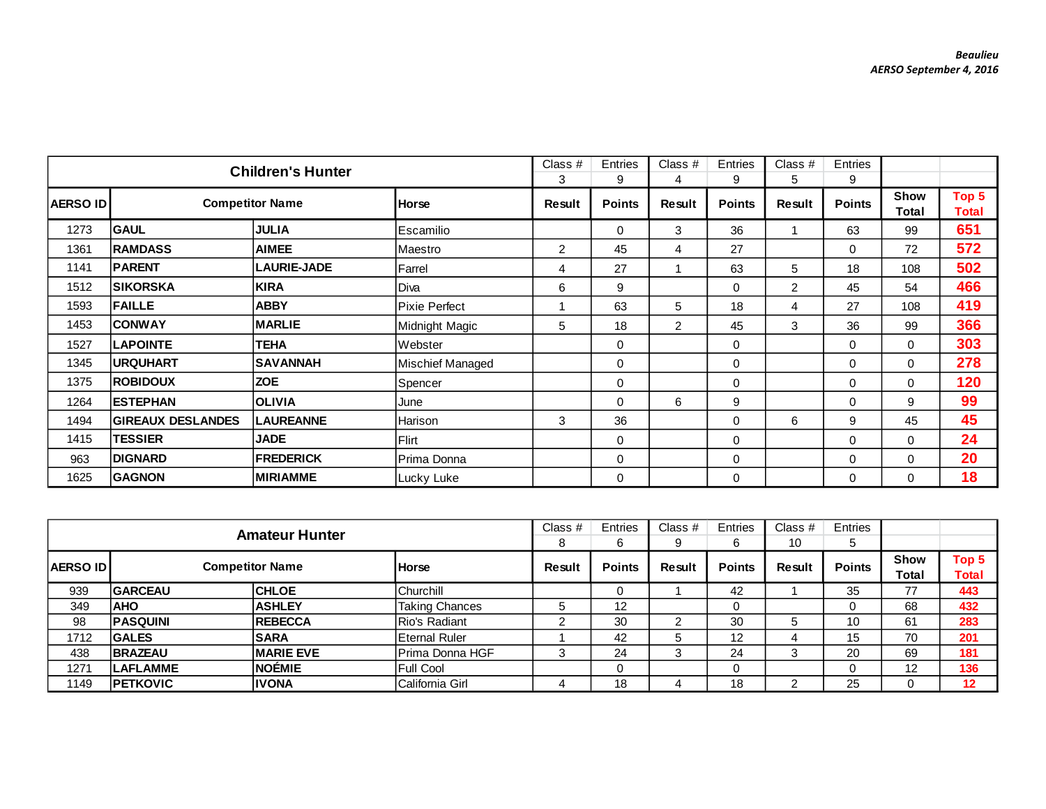*Beaulieu*
*AERSO September 4, 2016*

| Children's Hunter | | | | Class # 3 | Entries 9 | Class # 4 | Entries 9 | Class # 5 | Entries 9 | | |
|---|---|---|---|---|---|---|---|---|---|---|---|
| **AERSO ID** | **Competitor Name** | | **Horse** | **Result** | **Points** | **Result** | **Points** | **Result** | **Points** | **Show Total** | **Top 5 Total** |
| 1273 | **GAUL** | **JULIA** | Escamilio | | 0 | 3 | 36 | 1 | 63 | 99 | **651** |
| 1361 | **RAMDASS** | **AIMEE** | Maestro | 2 | 45 | 4 | 27 | | 0 | 72 | **572** |
| 1141 | **PARENT** | **LAURIE-JADE** | Farrel | 4 | 27 | 1 | 63 | 5 | 18 | 108 | **502** |
| 1512 | **SIKORSKA** | **KIRA** | Diva | 6 | 9 | | 0 | 2 | 45 | 54 | **466** |
| 1593 | **FAILLE** | **ABBY** | Pixie Perfect | 1 | 63 | 5 | 18 | 4 | 27 | 108 | **419** |
| 1453 | **CONWAY** | **MARLIE** | Midnight Magic | 5 | 18 | 2 | 45 | 3 | 36 | 99 | **366** |
| 1527 | **LAPOINTE** | **TEHA** | Webster | | 0 | | 0 | | 0 | 0 | **303** |
| 1345 | **URQUHART** | **SAVANNAH** | Mischief Managed | | 0 | | 0 | | 0 | 0 | **278** |
| 1375 | **ROBIDOUX** | **ZOE** | Spencer | | 0 | | 0 | | 0 | 0 | **120** |
| 1264 | **ESTEPHAN** | **OLIVIA** | June | | 0 | 6 | 9 | | 0 | 9 | **99** |
| 1494 | **GIREAUX DESLANDES** | **LAUREANNE** | Harison | 3 | 36 | | 0 | 6 | 9 | 45 | **45** |
| 1415 | **TESSIER** | **JADE** | Flirt | | 0 | | 0 | | 0 | 0 | **24** |
| 963 | **DIGNARD** | **FREDERICK** | Prima Donna | | 0 | | 0 | | 0 | 0 | **20** |
| 1625 | **GAGNON** | **MIRIAMME** | Lucky Luke | | 0 | | 0 | | 0 | 0 | **18** |

| Amateur Hunter | | | | Class # 8 | Entries 6 | Class # 9 | Entries 6 | Class # 10 | Entries 5 | | |
|---|---|---|---|---|---|---|---|---|---|---|---|
| **AERSO ID** | **Competitor Name** | | **Horse** | **Result** | **Points** | **Result** | **Points** | **Result** | **Points** | **Show Total** | **Top 5 Total** |
| 939 | **GARCEAU** | **CHLOE** | Churchill | | 0 | 1 | 42 | 1 | 35 | 77 | **443** |
| 349 | **AHO** | **ASHLEY** | Taking Chances | 5 | 12 | | 0 | | 0 | 68 | **432** |
| 98 | **PASQUINI** | **REBECCA** | Rio's Radiant | 2 | 30 | 2 | 30 | 5 | 10 | 61 | **283** |
| 1712 | **GALES** | **SARA** | Eternal Ruler | 1 | 42 | 5 | 12 | 4 | 15 | 70 | **201** |
| 438 | **BRAZEAU** | **MARIE EVE** | Prima Donna HGF | 3 | 24 | 3 | 24 | 3 | 20 | 69 | **181** |
| 1271 | **LAFLAMME** | **NOÉMIE** | Full Cool | | 0 | | 0 | | 0 | 12 | **136** |
| 1149 | **PETKOVIC** | **IVONA** | California Girl | 4 | 18 | 4 | 18 | 2 | 25 | 0 | **12** |